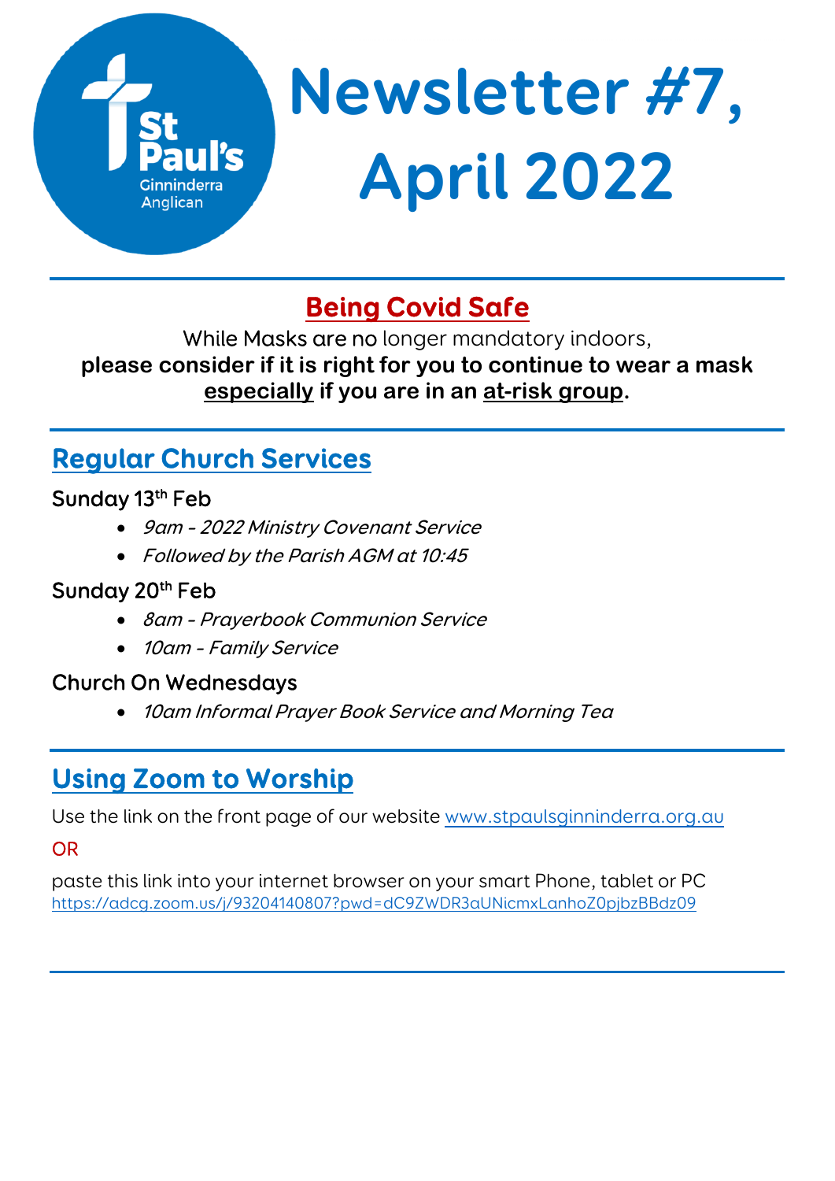St Paul's Ginninderra Anglican

# Newsletter #7, April 2022

## Being Covid Safe

While Masks are no longer mandatory indoors,
**please consider if it is right for you to continue to wear a mask *especially* if you are in an *at-risk group*.**

## Regular Church Services

### Sunday 13th Feb

- *9am - 2022 Ministry Covenant Service*
- *Followed by the Parish AGM at 10:45*

### Sunday 20th Feb

- *8am - Prayerbook Communion Service*
- *10am - Family Service*

### Church On Wednesdays

- *10am Informal Prayer Book Service and Morning Tea*

## Using Zoom to Worship

Use the link on the front page of our website www.stpaulsginninderra.org.au

OR

paste this link into your internet browser on your smart Phone, tablet or PC
https://adcg.zoom.us/j/93204140807?pwd=dC9ZWDR3aUNicmxLanhoZ0pjbzBBdz09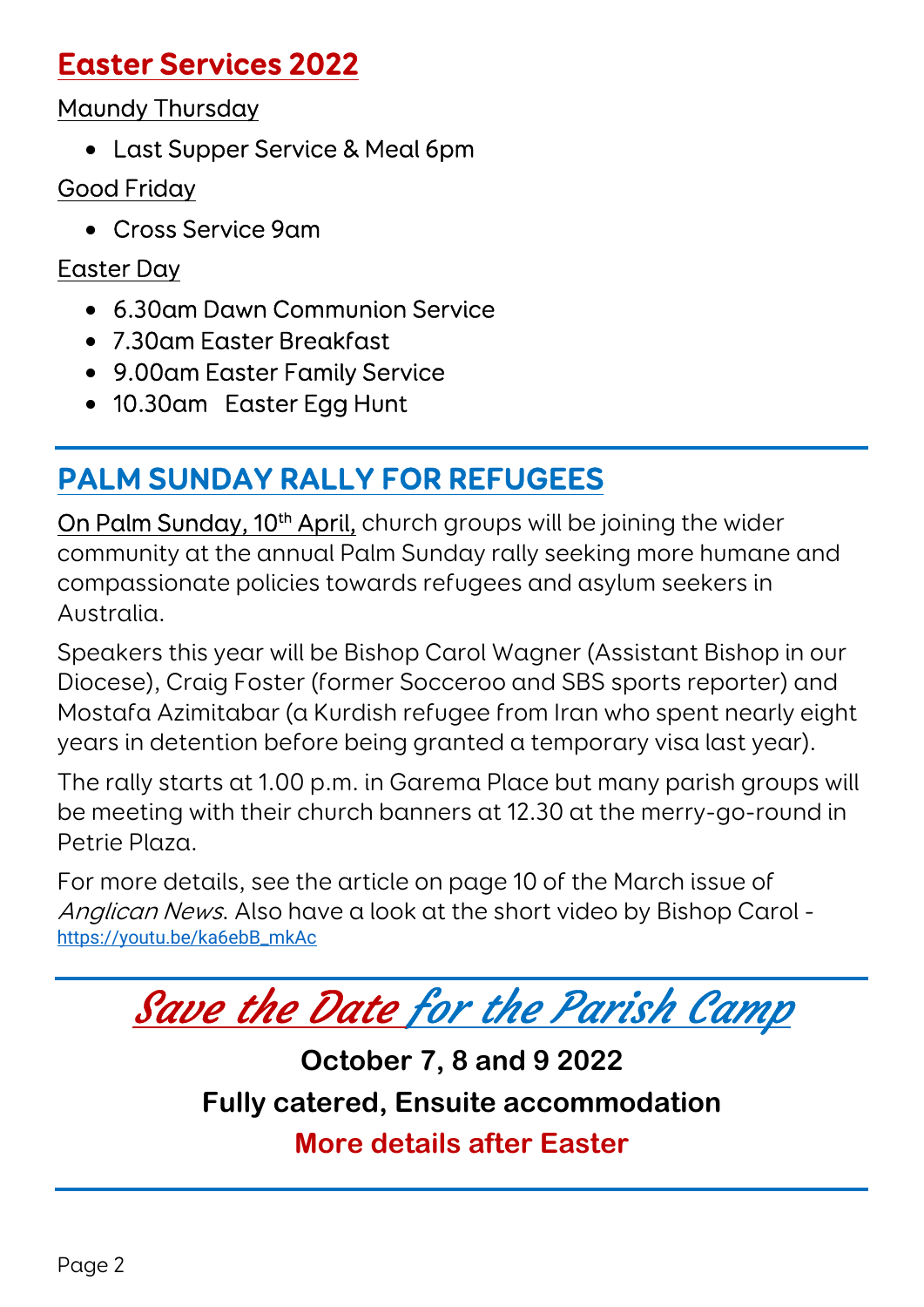## Easter Services 2022

Maundy Thursday

- Last Supper Service & Meal 6pm

Good Friday

- Cross Service 9am

Easter Day

- 6.30am Dawn Communion Service
- 7.30am Easter Breakfast
- 9.00am Easter Family Service
- 10.30am Easter Egg Hunt

## PALM SUNDAY RALLY FOR REFUGEES

On Palm Sunday, 10th April, church groups will be joining the wider community at the annual Palm Sunday rally seeking more humane and compassionate policies towards refugees and asylum seekers in Australia.

Speakers this year will be Bishop Carol Wagner (Assistant Bishop in our Diocese), Craig Foster (former Socceroo and SBS sports reporter) and Mostafa Azimitabar (a Kurdish refugee from Iran who spent nearly eight years in detention before being granted a temporary visa last year).

The rally starts at 1.00 p.m. in Garema Place but many parish groups will be meeting with their church banners at 12.30 at the merry-go-round in Petrie Plaza.

For more details, see the article on page 10 of the March issue of *Anglican News*. Also have a look at the short video by Bishop Carol - https://youtu.be/ka6ebB_mkAc

## *Save the Date for the Parish Camp*

**October 7, 8 and 9 2022**

**Fully catered, Ensuite accommodation**

**More details after Easter**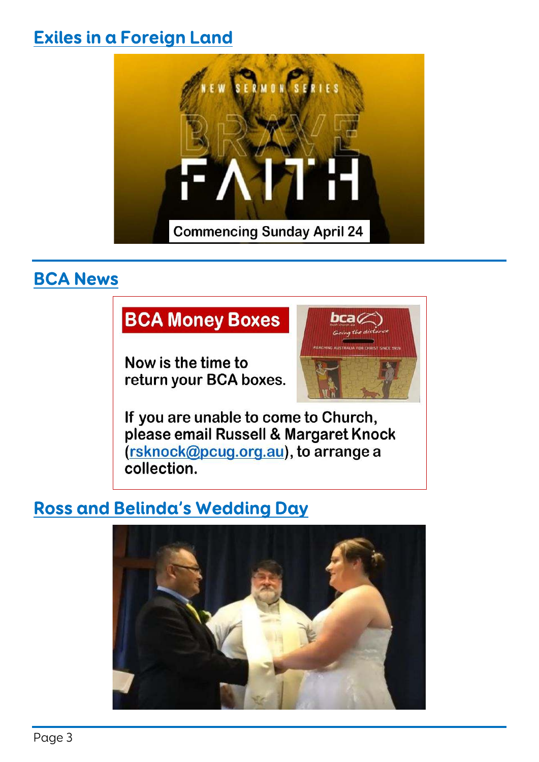## Exiles in a Foreign Land

NEW SERMON SERIES

BRAVE FAITH

Commencing Sunday April 24

## BCA News

**BCA Money Boxes**

Now is the time to return your BCA boxes.

If you are unable to come to Church, please email Russell & Margaret Knock (rsknock@pcug.org.au), to arrange a collection.

## Ross and Belinda's Wedding Day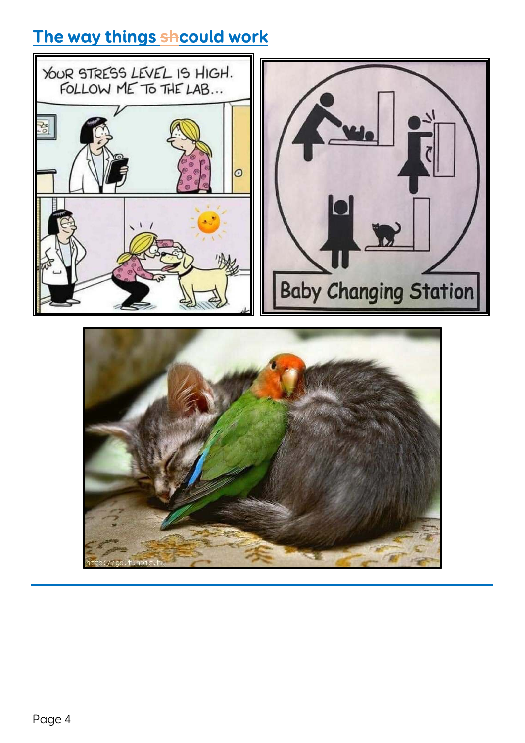## The way things ~~sh~~could work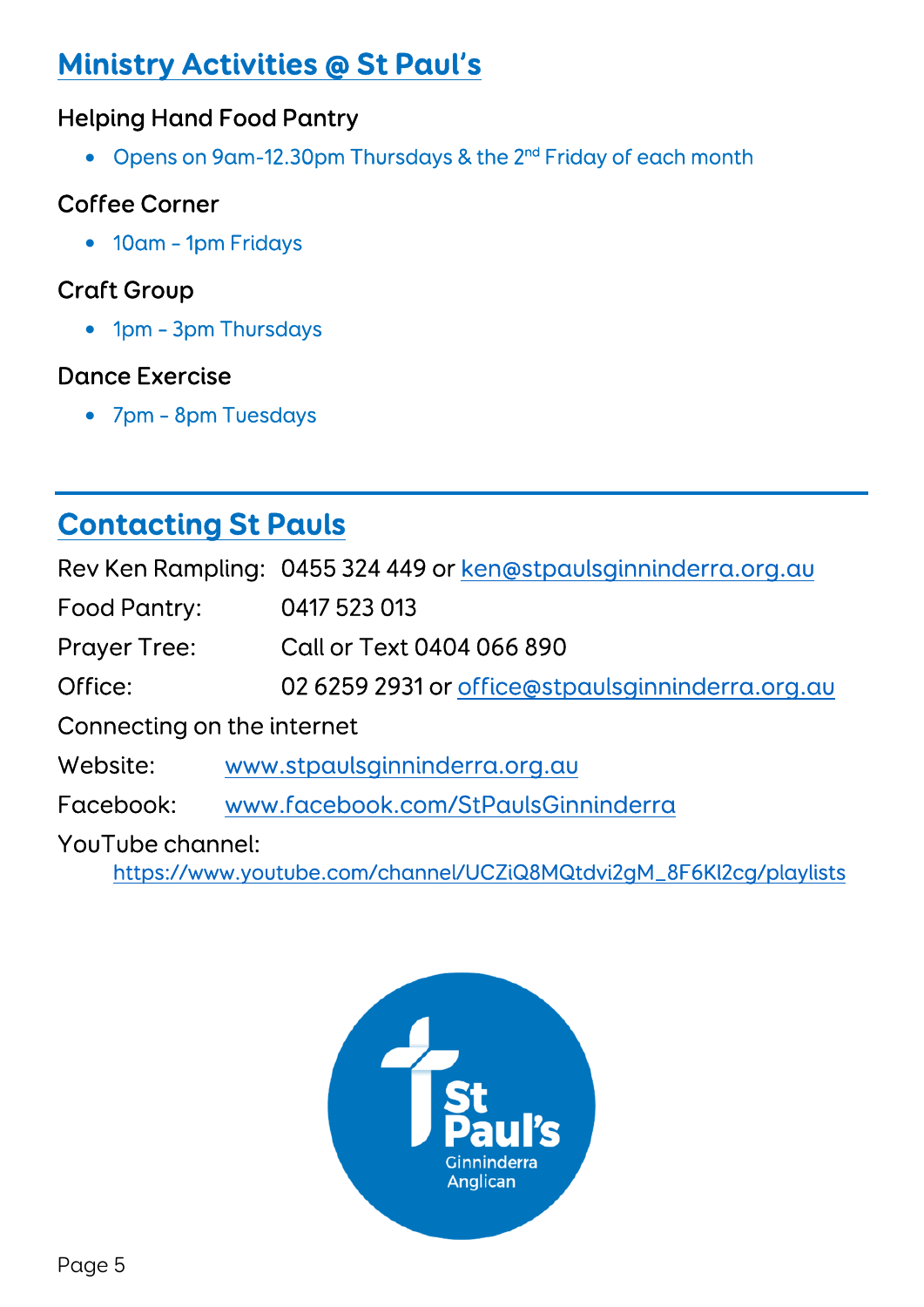## Ministry Activities @ St Paul's

### Helping Hand Food Pantry

- Opens on 9am-12.30pm Thursdays & the 2nd Friday of each month

### Coffee Corner

- 10am – 1pm Fridays

### Craft Group

- 1pm – 3pm Thursdays

### Dance Exercise

- 7pm – 8pm Tuesdays

## Contacting St Pauls

| | |
|---|---|
| Rev Ken Rampling: | 0455 324 449 or ken@stpaulsginninderra.org.au |
| Food Pantry: | 0417 523 013 |
| Prayer Tree: | Call or Text 0404 066 890 |
| Office: | 02 6259 2931 or office@stpaulsginninderra.org.au |

Connecting on the internet

| | |
|---|---|
| Website: | www.stpaulsginninderra.org.au |
| Facebook: | www.facebook.com/StPaulsGinninderra |

YouTube channel:
https://www.youtube.com/channel/UCZiQ8MQtdvi2gM_8F6Kl2cg/playlists

St Paul's Ginninderra Anglican